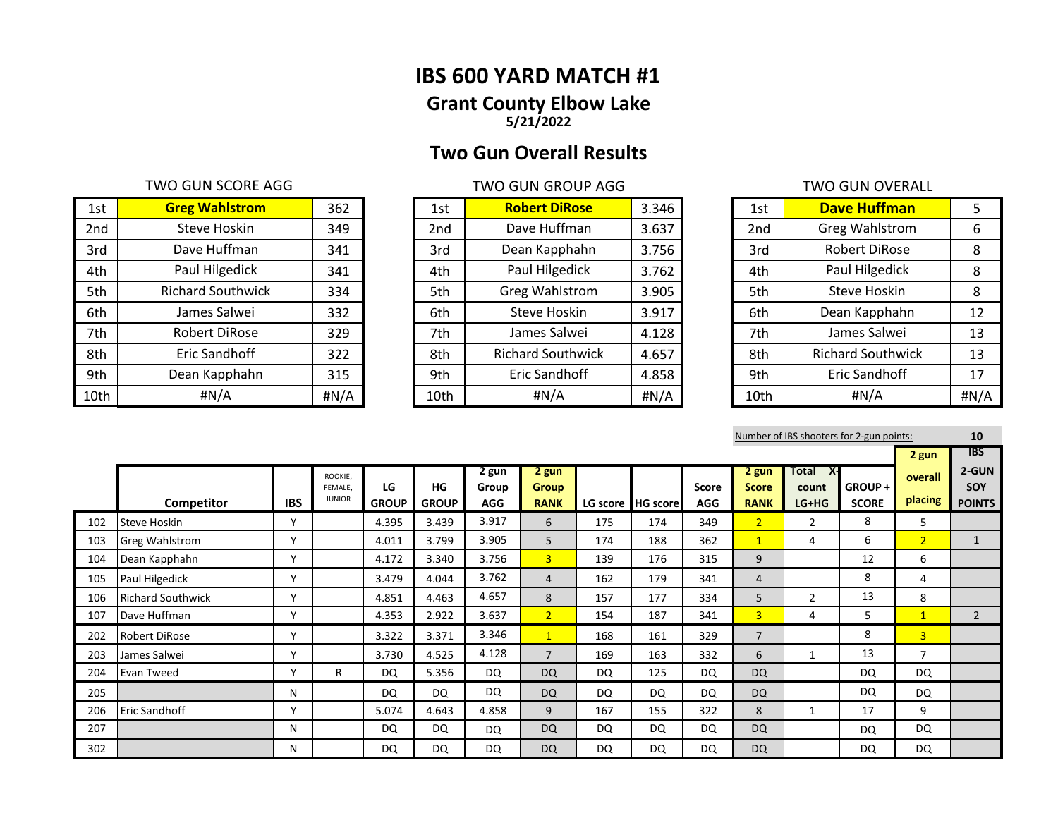# IBS 600 YARD MATCH #1

## Grant County Elbow Lake

**5/21/2022**

## Two Gun Overall Results

### TWO GUN SCORE AGG

| | | |
|---|---|---|
| 1st | **Greg Wahlstrom** | 362 |
| 2nd | Steve Hoskin | 349 |
| 3rd | Dave Huffman | 341 |
| 4th | Paul Hilgedick | 341 |
| 5th | Richard Southwick | 334 |
| 6th | James Salwei | 332 |
| 7th | Robert DiRose | 329 |
| 8th | Eric Sandhoff | 322 |
| 9th | Dean Kapphahn | 315 |
| 10th | #N/A | #N/A |

### TWO GUN GROUP AGG

| | | |
|---|---|---|
| 1st | **Robert DiRose** | 3.346 |
| 2nd | Dave Huffman | 3.637 |
| 3rd | Dean Kapphahn | 3.756 |
| 4th | Paul Hilgedick | 3.762 |
| 5th | Greg Wahlstrom | 3.905 |
| 6th | Steve Hoskin | 3.917 |
| 7th | James Salwei | 4.128 |
| 8th | Richard Southwick | 4.657 |
| 9th | Eric Sandhoff | 4.858 |
| 10th | #N/A | #N/A |

### TWO GUN OVERALL

| | | |
|---|---|---|
| 1st | **Dave Huffman** | 5 |
| 2nd | Greg Wahlstrom | 6 |
| 3rd | Robert DiRose | 8 |
| 4th | Paul Hilgedick | 8 |
| 5th | Steve Hoskin | 8 |
| 6th | Dean Kapphahn | 12 |
| 7th | James Salwei | 13 |
| 8th | Richard Southwick | 13 |
| 9th | Eric Sandhoff | 17 |
| 10th | #N/A | #N/A |

Number of IBS shooters for 2-gun points: **10**

| | Competitor | IBS | ROOKIE, FEMALE, JUNIOR | LG GROUP | HG GROUP | 2 gun Group AGG | 2 gun Group RANK | LG score | HG score | Score AGG | 2 gun Score RANK | Total X-count LG+HG | GROUP + SCORE | 2 gun overall placing | IBS 2-GUN SOY POINTS |
|---|---|---|---|---|---|---|---|---|---|---|---|---|---|---|---|
| 102 | Steve Hoskin | Y | | 4.395 | 3.439 | 3.917 | 6 | 175 | 174 | 349 | 2 | 2 | 8 | 5 | |
| 103 | Greg Wahlstrom | Y | | 4.011 | 3.799 | 3.905 | 5 | 174 | 188 | 362 | 1 | 4 | 6 | 2 | 1 |
| 104 | Dean Kapphahn | Y | | 4.172 | 3.340 | 3.756 | 3 | 139 | 176 | 315 | 9 | | 12 | 6 | |
| 105 | Paul Hilgedick | Y | | 3.479 | 4.044 | 3.762 | 4 | 162 | 179 | 341 | 4 | | 8 | 4 | |
| 106 | Richard Southwick | Y | | 4.851 | 4.463 | 4.657 | 8 | 157 | 177 | 334 | 5 | 2 | 13 | 8 | |
| 107 | Dave Huffman | Y | | 4.353 | 2.922 | 3.637 | 2 | 154 | 187 | 341 | 3 | 4 | 5 | 1 | 2 |
| 202 | Robert DiRose | Y | | 3.322 | 3.371 | 3.346 | 1 | 168 | 161 | 329 | 7 | | 8 | 3 | |
| 203 | James Salwei | Y | | 3.730 | 4.525 | 4.128 | 7 | 169 | 163 | 332 | 6 | 1 | 13 | 7 | |
| 204 | Evan Tweed | Y | R | DQ | 5.356 | DQ | DQ | DQ | 125 | DQ | DQ | | DQ | DQ | |
| 205 | | N | | DQ | DQ | DQ | DQ | DQ | DQ | DQ | DQ | | DQ | DQ | |
| 206 | Eric Sandhoff | Y | | 5.074 | 4.643 | 4.858 | 9 | 167 | 155 | 322 | 8 | 1 | 17 | 9 | |
| 207 | | N | | DQ | DQ | DQ | DQ | DQ | DQ | DQ | DQ | | DQ | DQ | |
| 302 | | N | | DQ | DQ | DQ | DQ | DQ | DQ | DQ | DQ | | DQ | DQ | |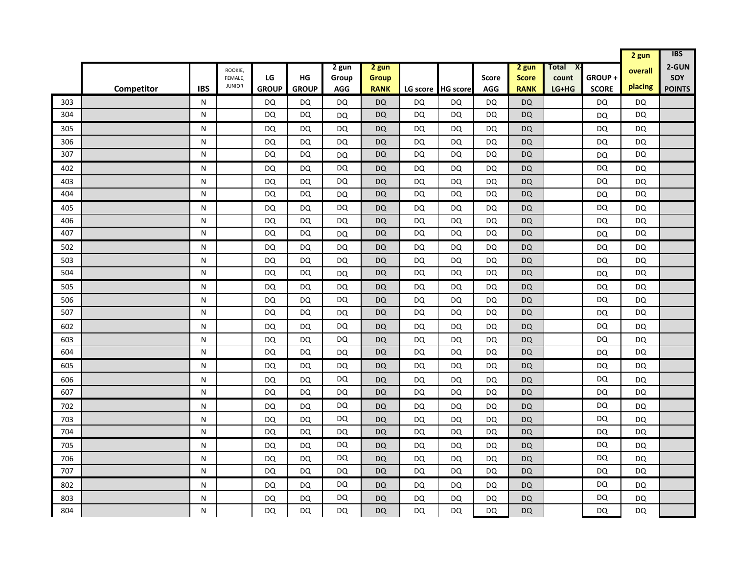| | Competitor | IBS | ROOKIE, FEMALE, JUNIOR | LG GROUP | HG GROUP | 2 gun Group AGG | 2 gun Group RANK | LG score | HG score | Score AGG | 2 gun Score RANK | Total X-count LG+HG | GROUP + SCORE | 2 gun overall placing | IBS 2-GUN SOY POINTS |
|---|---|---|---|---|---|---|---|---|---|---|---|---|---|---|---|
| 303 | | N | | DQ | DQ | DQ | DQ | DQ | DQ | DQ | DQ | | DQ | DQ | |
| 304 | | N | | DQ | DQ | DQ | DQ | DQ | DQ | DQ | DQ | | DQ | DQ | |
| 305 | | N | | DQ | DQ | DQ | DQ | DQ | DQ | DQ | DQ | | DQ | DQ | |
| 306 | | N | | DQ | DQ | DQ | DQ | DQ | DQ | DQ | DQ | | DQ | DQ | |
| 307 | | N | | DQ | DQ | DQ | DQ | DQ | DQ | DQ | DQ | | DQ | DQ | |
| 402 | | N | | DQ | DQ | DQ | DQ | DQ | DQ | DQ | DQ | | DQ | DQ | |
| 403 | | N | | DQ | DQ | DQ | DQ | DQ | DQ | DQ | DQ | | DQ | DQ | |
| 404 | | N | | DQ | DQ | DQ | DQ | DQ | DQ | DQ | DQ | | DQ | DQ | |
| 405 | | N | | DQ | DQ | DQ | DQ | DQ | DQ | DQ | DQ | | DQ | DQ | |
| 406 | | N | | DQ | DQ | DQ | DQ | DQ | DQ | DQ | DQ | | DQ | DQ | |
| 407 | | N | | DQ | DQ | DQ | DQ | DQ | DQ | DQ | DQ | | DQ | DQ | |
| 502 | | N | | DQ | DQ | DQ | DQ | DQ | DQ | DQ | DQ | | DQ | DQ | |
| 503 | | N | | DQ | DQ | DQ | DQ | DQ | DQ | DQ | DQ | | DQ | DQ | |
| 504 | | N | | DQ | DQ | DQ | DQ | DQ | DQ | DQ | DQ | | DQ | DQ | |
| 505 | | N | | DQ | DQ | DQ | DQ | DQ | DQ | DQ | DQ | | DQ | DQ | |
| 506 | | N | | DQ | DQ | DQ | DQ | DQ | DQ | DQ | DQ | | DQ | DQ | |
| 507 | | N | | DQ | DQ | DQ | DQ | DQ | DQ | DQ | DQ | | DQ | DQ | |
| 602 | | N | | DQ | DQ | DQ | DQ | DQ | DQ | DQ | DQ | | DQ | DQ | |
| 603 | | N | | DQ | DQ | DQ | DQ | DQ | DQ | DQ | DQ | | DQ | DQ | |
| 604 | | N | | DQ | DQ | DQ | DQ | DQ | DQ | DQ | DQ | | DQ | DQ | |
| 605 | | N | | DQ | DQ | DQ | DQ | DQ | DQ | DQ | DQ | | DQ | DQ | |
| 606 | | N | | DQ | DQ | DQ | DQ | DQ | DQ | DQ | DQ | | DQ | DQ | |
| 607 | | N | | DQ | DQ | DQ | DQ | DQ | DQ | DQ | DQ | | DQ | DQ | |
| 702 | | N | | DQ | DQ | DQ | DQ | DQ | DQ | DQ | DQ | | DQ | DQ | |
| 703 | | N | | DQ | DQ | DQ | DQ | DQ | DQ | DQ | DQ | | DQ | DQ | |
| 704 | | N | | DQ | DQ | DQ | DQ | DQ | DQ | DQ | DQ | | DQ | DQ | |
| 705 | | N | | DQ | DQ | DQ | DQ | DQ | DQ | DQ | DQ | | DQ | DQ | |
| 706 | | N | | DQ | DQ | DQ | DQ | DQ | DQ | DQ | DQ | | DQ | DQ | |
| 707 | | N | | DQ | DQ | DQ | DQ | DQ | DQ | DQ | DQ | | DQ | DQ | |
| 802 | | N | | DQ | DQ | DQ | DQ | DQ | DQ | DQ | DQ | | DQ | DQ | |
| 803 | | N | | DQ | DQ | DQ | DQ | DQ | DQ | DQ | DQ | | DQ | DQ | |
| 804 | | N | | DQ | DQ | DQ | DQ | DQ | DQ | DQ | DQ | | DQ | DQ | |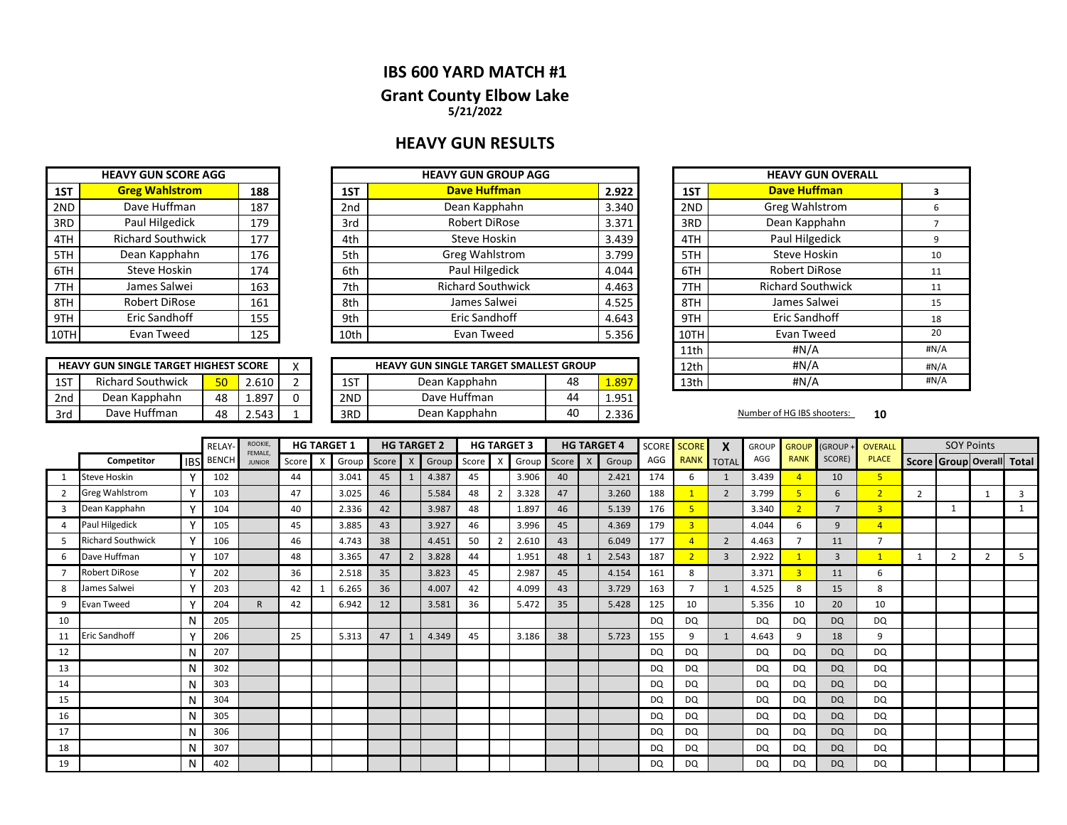# IBS 600 YARD MATCH #1

## Grant County Elbow Lake

5/21/2022

## HEAVY GUN RESULTS

| HEAVY GUN SCORE AGG | | |
|---|---|---|
| 1ST | **Greg Wahlstrom** | **188** |
| 2ND | Dave Huffman | 187 |
| 3RD | Paul Hilgedick | 179 |
| 4TH | Richard Southwick | 177 |
| 5TH | Dean Kapphahn | 176 |
| 6TH | Steve Hoskin | 174 |
| 7TH | James Salwei | 163 |
| 8TH | Robert DiRose | 161 |
| 9TH | Eric Sandhoff | 155 |
| 10TH | Evan Tweed | 125 |

| HEAVY GUN GROUP AGG | | |
|---|---|---|
| 1ST | **Dave Huffman** | **2.922** |
| 2nd | Dean Kapphahn | 3.340 |
| 3rd | Robert DiRose | 3.371 |
| 4th | Steve Hoskin | 3.439 |
| 5th | Greg Wahlstrom | 3.799 |
| 6th | Paul Hilgedick | 4.044 |
| 7th | Richard Southwick | 4.463 |
| 8th | James Salwei | 4.525 |
| 9th | Eric Sandhoff | 4.643 |
| 10th | Evan Tweed | 5.356 |

| HEAVY GUN OVERALL | | |
|---|---|---|
| 1ST | **Dave Huffman** | 3 |
| 2ND | Greg Wahlstrom | 6 |
| 3RD | Dean Kapphahn | 7 |
| 4TH | Paul Hilgedick | 9 |
| 5TH | Steve Hoskin | 10 |
| 6TH | Robert DiRose | 11 |
| 7TH | Richard Southwick | 11 |
| 8TH | James Salwei | 15 |
| 9TH | Eric Sandhoff | 18 |
| 10TH | Evan Tweed | 20 |
| 11th | #N/A | #N/A |
| 12th | #N/A | #N/A |
| 13th | #N/A | #N/A |

| HEAVY GUN SINGLE TARGET HIGHEST SCORE | | | | X |
|---|---|---|---|---|
| 1ST | Richard Southwick | 50 | 2.610 | 2 |
| 2nd | Dean Kapphahn | 48 | 1.897 | 0 |
| 3rd | Dave Huffman | 48 | 2.543 | 1 |

| HEAVY GUN SINGLE TARGET SMALLEST GROUP | | | |
|---|---|---|---|
| 1ST | Dean Kapphahn | 48 | 1.897 |
| 2ND | Dave Huffman | 44 | 1.951 |
| 3RD | Dean Kapphahn | 40 | 2.336 |

Number of HG IBS shooters: **10**

| | Competitor | IBS | RELAY-BENCH | ROOKIE, FEMALE, JUNIOR | HG TARGET 1 | | | HG TARGET 2 | | | HG TARGET 3 | | | HG TARGET 4 | | | SCORE AGG | SCORE RANK | X TOTAL | GROUP AGG | GROUP RANK | (GROUP + SCORE) | OVERALL PLACE | SOY Points | | | |
|---|---|---|---|---|---|---|---|---|---|---|---|---|---|---|---|---|---|---|---|---|---|---|---|---|---|---|---|
| | | | | | Score | X | Group | Score | X | Group | Score | X | Group | Score | X | Group | | | | | | | | Score | Group | Overall | Total |
| 1 | Steve Hoskin | Y | 102 | | 44 | | 3.041 | 45 | 1 | 4.387 | 45 | | 3.906 | 40 | | 2.421 | 174 | 6 | 1 | 3.439 | 4 | 10 | 5 | | | | |
| 2 | Greg Wahlstrom | Y | 103 | | 47 | | 3.025 | 46 | | 5.584 | 48 | 2 | 3.328 | 47 | | 3.260 | 188 | 1 | 2 | 3.799 | 5 | 6 | 2 | 2 | | 1 | 3 |
| 3 | Dean Kapphahn | Y | 104 | | 40 | | 2.336 | 42 | | 3.987 | 48 | | 1.897 | 46 | | 5.139 | 176 | 5 | | 3.340 | 2 | 7 | 3 | | 1 | | 1 |
| 4 | Paul Hilgedick | Y | 105 | | 45 | | 3.885 | 43 | | 3.927 | 46 | | 3.996 | 45 | | 4.369 | 179 | 3 | | 4.044 | 6 | 9 | 4 | | | | |
| 5 | Richard Southwick | Y | 106 | | 46 | | 4.743 | 38 | | 4.451 | 50 | 2 | 2.610 | 43 | | 6.049 | 177 | 4 | 2 | 4.463 | 7 | 11 | 7 | | | | |
| 6 | Dave Huffman | Y | 107 | | 48 | | 3.365 | 47 | 2 | 3.828 | 44 | | 1.951 | 48 | 1 | 2.543 | 187 | 2 | 3 | 2.922 | 1 | 3 | 1 | 1 | 2 | 2 | 5 |
| 7 | Robert DiRose | Y | 202 | | 36 | | 2.518 | 35 | | 3.823 | 45 | | 2.987 | 45 | | 4.154 | 161 | 8 | | 3.371 | 3 | 11 | 6 | | | | |
| 8 | James Salwei | Y | 203 | | 42 | 1 | 6.265 | 36 | | 4.007 | 42 | | 4.099 | 43 | | 3.729 | 163 | 7 | 1 | 4.525 | 8 | 15 | 8 | | | | |
| 9 | Evan Tweed | Y | 204 | R | 42 | | 6.942 | 12 | | 3.581 | 36 | | 5.472 | 35 | | 5.428 | 125 | 10 | | 5.356 | 10 | 20 | 10 | | | | |
| 10 | | N | 205 | | | | | | | | | | | | | | DQ | DQ | | DQ | DQ | DQ | DQ | | | | |
| 11 | Eric Sandhoff | Y | 206 | | 25 | | 5.313 | 47 | 1 | 4.349 | 45 | | 3.186 | 38 | | 5.723 | 155 | 9 | 1 | 4.643 | 9 | 18 | 9 | | | | |
| 12 | | N | 207 | | | | | | | | | | | | | | DQ | DQ | | DQ | DQ | DQ | DQ | | | | |
| 13 | | N | 302 | | | | | | | | | | | | | | DQ | DQ | | DQ | DQ | DQ | DQ | | | | |
| 14 | | N | 303 | | | | | | | | | | | | | | DQ | DQ | | DQ | DQ | DQ | DQ | | | | |
| 15 | | N | 304 | | | | | | | | | | | | | | DQ | DQ | | DQ | DQ | DQ | DQ | | | | |
| 16 | | N | 305 | | | | | | | | | | | | | | DQ | DQ | | DQ | DQ | DQ | DQ | | | | |
| 17 | | N | 306 | | | | | | | | | | | | | | DQ | DQ | | DQ | DQ | DQ | DQ | | | | |
| 18 | | N | 307 | | | | | | | | | | | | | | DQ | DQ | | DQ | DQ | DQ | DQ | | | | |
| 19 | | N | 402 | | | | | | | | | | | | | | DQ | DQ | | DQ | DQ | DQ | DQ | | | | |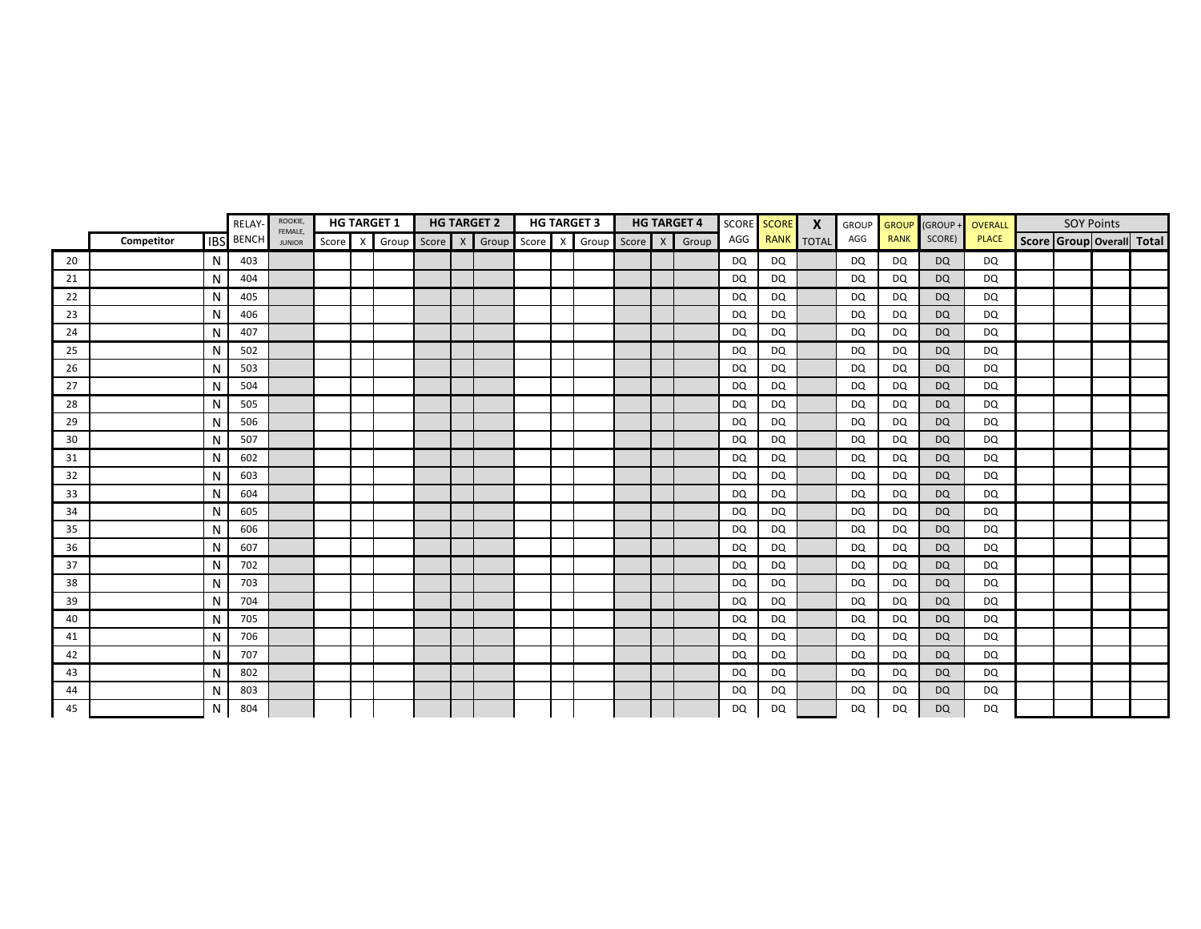| | Competitor | IBS | RELAY-BENCH | ROOKIE, FEMALE, JUNIOR | HG TARGET 1 | | | HG TARGET 2 | | | HG TARGET 3 | | | HG TARGET 4 | | | SCORE AGG | SCORE RANK | X TOTAL | GROUP AGG | GROUP RANK | (GROUP + SCORE) | OVERALL PLACE | SOY Points | | | |
|---|---|---|---|---|---|---|---|---|---|---|---|---|---|---|---|---|---|---|---|---|---|---|---|---|---|---|---|
| | | | | | Score | X | Group | Score | X | Group | Score | X | Group | Score | X | Group | | | | | | | | Score | Group | Overall | Total |
| 20 | | N | 403 | | | | | | | | | | | | | | DQ | DQ | | DQ | DQ | DQ | DQ | | | | |
| 21 | | N | 404 | | | | | | | | | | | | | | DQ | DQ | | DQ | DQ | DQ | DQ | | | | |
| 22 | | N | 405 | | | | | | | | | | | | | | DQ | DQ | | DQ | DQ | DQ | DQ | | | | |
| 23 | | N | 406 | | | | | | | | | | | | | | DQ | DQ | | DQ | DQ | DQ | DQ | | | | |
| 24 | | N | 407 | | | | | | | | | | | | | | DQ | DQ | | DQ | DQ | DQ | DQ | | | | |
| 25 | | N | 502 | | | | | | | | | | | | | | DQ | DQ | | DQ | DQ | DQ | DQ | | | | |
| 26 | | N | 503 | | | | | | | | | | | | | | DQ | DQ | | DQ | DQ | DQ | DQ | | | | |
| 27 | | N | 504 | | | | | | | | | | | | | | DQ | DQ | | DQ | DQ | DQ | DQ | | | | |
| 28 | | N | 505 | | | | | | | | | | | | | | DQ | DQ | | DQ | DQ | DQ | DQ | | | | |
| 29 | | N | 506 | | | | | | | | | | | | | | DQ | DQ | | DQ | DQ | DQ | DQ | | | | |
| 30 | | N | 507 | | | | | | | | | | | | | | DQ | DQ | | DQ | DQ | DQ | DQ | | | | |
| 31 | | N | 602 | | | | | | | | | | | | | | DQ | DQ | | DQ | DQ | DQ | DQ | | | | |
| 32 | | N | 603 | | | | | | | | | | | | | | DQ | DQ | | DQ | DQ | DQ | DQ | | | | |
| 33 | | N | 604 | | | | | | | | | | | | | | DQ | DQ | | DQ | DQ | DQ | DQ | | | | |
| 34 | | N | 605 | | | | | | | | | | | | | | DQ | DQ | | DQ | DQ | DQ | DQ | | | | |
| 35 | | N | 606 | | | | | | | | | | | | | | DQ | DQ | | DQ | DQ | DQ | DQ | | | | |
| 36 | | N | 607 | | | | | | | | | | | | | | DQ | DQ | | DQ | DQ | DQ | DQ | | | | |
| 37 | | N | 702 | | | | | | | | | | | | | | DQ | DQ | | DQ | DQ | DQ | DQ | | | | |
| 38 | | N | 703 | | | | | | | | | | | | | | DQ | DQ | | DQ | DQ | DQ | DQ | | | | |
| 39 | | N | 704 | | | | | | | | | | | | | | DQ | DQ | | DQ | DQ | DQ | DQ | | | | |
| 40 | | N | 705 | | | | | | | | | | | | | | DQ | DQ | | DQ | DQ | DQ | DQ | | | | |
| 41 | | N | 706 | | | | | | | | | | | | | | DQ | DQ | | DQ | DQ | DQ | DQ | | | | |
| 42 | | N | 707 | | | | | | | | | | | | | | DQ | DQ | | DQ | DQ | DQ | DQ | | | | |
| 43 | | N | 802 | | | | | | | | | | | | | | DQ | DQ | | DQ | DQ | DQ | DQ | | | | |
| 44 | | N | 803 | | | | | | | | | | | | | | DQ | DQ | | DQ | DQ | DQ | DQ | | | | |
| 45 | | N | 804 | | | | | | | | | | | | | | DQ | DQ | | DQ | DQ | DQ | DQ | | | | |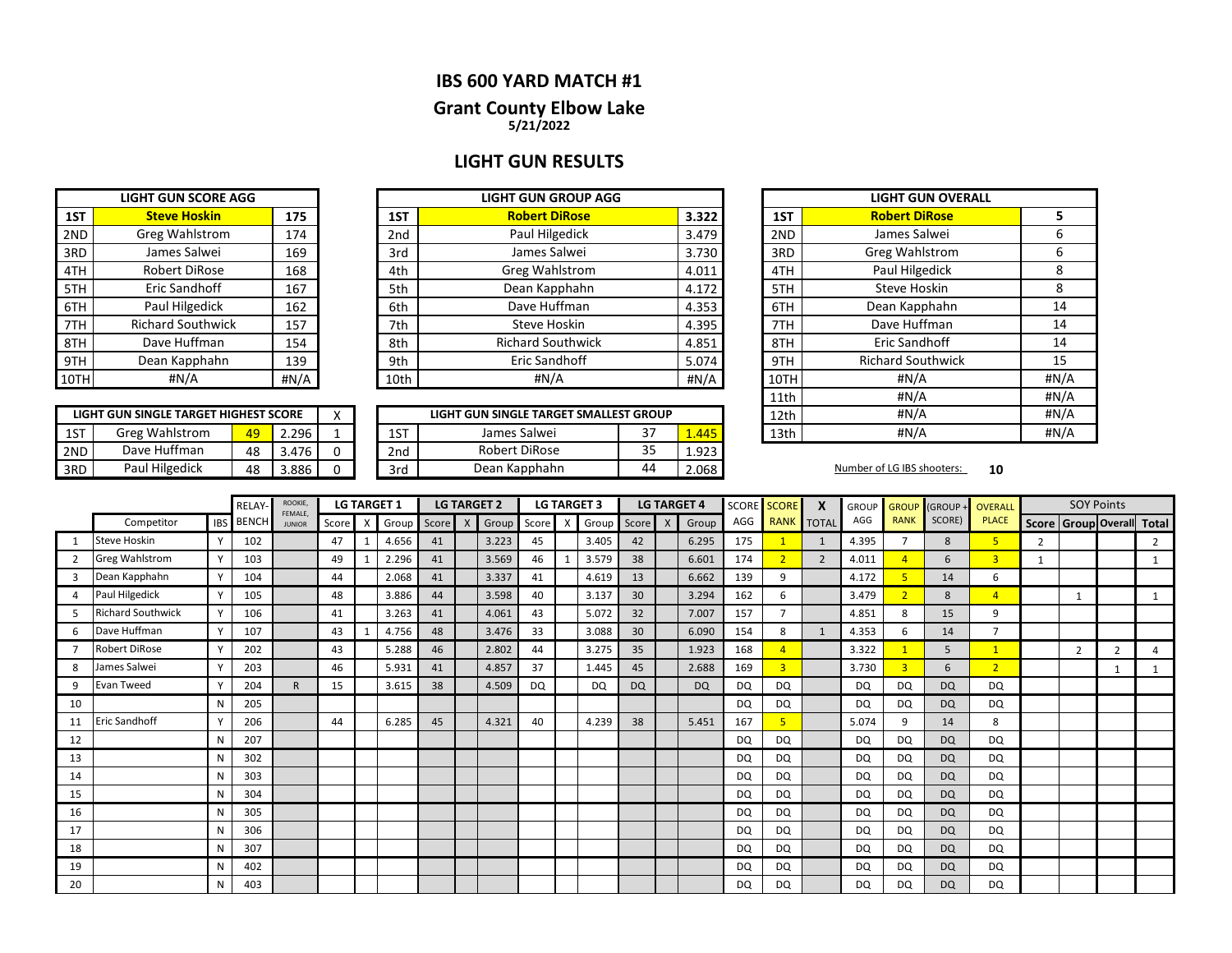# IBS 600 YARD MATCH #1

## Grant County Elbow Lake

**5/21/2022**

## LIGHT GUN RESULTS

| LIGHT GUN SCORE AGG | | |
|---|---|---|
| 1ST | **Steve Hoskin** | 175 |
| 2ND | Greg Wahlstrom | 174 |
| 3RD | James Salwei | 169 |
| 4TH | Robert DiRose | 168 |
| 5TH | Eric Sandhoff | 167 |
| 6TH | Paul Hilgedick | 162 |
| 7TH | Richard Southwick | 157 |
| 8TH | Dave Huffman | 154 |
| 9TH | Dean Kapphahn | 139 |
| 10TH | #N/A | #N/A |

| LIGHT GUN GROUP AGG | | |
|---|---|---|
| 1ST | **Robert DiRose** | 3.322 |
| 2nd | Paul Hilgedick | 3.479 |
| 3rd | James Salwei | 3.730 |
| 4th | Greg Wahlstrom | 4.011 |
| 5th | Dean Kapphahn | 4.172 |
| 6th | Dave Huffman | 4.353 |
| 7th | Steve Hoskin | 4.395 |
| 8th | Richard Southwick | 4.851 |
| 9th | Eric Sandhoff | 5.074 |
| 10th | #N/A | #N/A |

| LIGHT GUN OVERALL | | |
|---|---|---|
| 1ST | **Robert DiRose** | 5 |
| 2ND | James Salwei | 6 |
| 3RD | Greg Wahlstrom | 6 |
| 4TH | Paul Hilgedick | 8 |
| 5TH | Steve Hoskin | 8 |
| 6TH | Dean Kapphahn | 14 |
| 7TH | Dave Huffman | 14 |
| 8TH | Eric Sandhoff | 14 |
| 9TH | Richard Southwick | 15 |
| 10TH | #N/A | #N/A |
| 11th | #N/A | #N/A |
| 12th | #N/A | #N/A |
| 13th | #N/A | #N/A |

| LIGHT GUN SINGLE TARGET HIGHEST SCORE | | | | X |
|---|---|---|---|---|
| 1ST | Greg Wahlstrom | 49 | 2.296 | 1 |
| 2ND | Dave Huffman | 48 | 3.476 | 0 |
| 3RD | Paul Hilgedick | 48 | 3.886 | 0 |

| LIGHT GUN SINGLE TARGET SMALLEST GROUP | | | |
|---|---|---|---|
| 1ST | James Salwei | 37 | 1.445 |
| 2nd | Robert DiRose | 35 | 1.923 |
| 3rd | Dean Kapphahn | 44 | 2.068 |

Number of LG IBS shooters: **10**

| | | | RELAY-BENCH | ROOKIE, FEMALE, JUNIOR | LG TARGET 1 | | | LG TARGET 2 | | | LG TARGET 3 | | | LG TARGET 4 | | | SCORE AGG | SCORE RANK | X TOTAL | GROUP AGG | GROUP RANK | (GROUP + SCORE) | OVERALL PLACE | SOY Points | | | |
|---|---|---|---|---|---|---|---|---|---|---|---|---|---|---|---|---|---|---|---|---|---|---|---|---|---|---|---|
| | Competitor | IBS | | | Score | X | Group | Score | X | Group | Score | X | Group | Score | X | Group | | | | | | | | Score | Group | Overall | Total |
| 1 | Steve Hoskin | Y | 102 | | 47 | 1 | 4.656 | 41 | | 3.223 | 45 | | 3.405 | 42 | | 6.295 | 175 | 1 | 1 | 4.395 | 7 | 8 | 5 | 2 | | | 2 |
| 2 | Greg Wahlstrom | Y | 103 | | 49 | 1 | 2.296 | 41 | | 3.569 | 46 | 1 | 3.579 | 38 | | 6.601 | 174 | 2 | 2 | 4.011 | 4 | 6 | 3 | 1 | | | 1 |
| 3 | Dean Kapphahn | Y | 104 | | 44 | | 2.068 | 41 | | 3.337 | 41 | | 4.619 | 13 | | 6.662 | 139 | 9 | | 4.172 | 5 | 14 | 6 | | | | |
| 4 | Paul Hilgedick | Y | 105 | | 48 | | 3.886 | 44 | | 3.598 | 40 | | 3.137 | 30 | | 3.294 | 162 | 6 | | 3.479 | 2 | 8 | 4 | | 1 | | 1 |
| 5 | Richard Southwick | Y | 106 | | 41 | | 3.263 | 41 | | 4.061 | 43 | | 5.072 | 32 | | 7.007 | 157 | 7 | | 4.851 | 8 | 15 | 9 | | | | |
| 6 | Dave Huffman | Y | 107 | | 43 | 1 | 4.756 | 48 | | 3.476 | 33 | | 3.088 | 30 | | 6.090 | 154 | 8 | 1 | 4.353 | 6 | 14 | 7 | | | | |
| 7 | Robert DiRose | Y | 202 | | 43 | | 5.288 | 46 | | 2.802 | 44 | | 3.275 | 35 | | 1.923 | 168 | 4 | | 3.322 | 1 | 5 | 1 | | 2 | 2 | 4 |
| 8 | James Salwei | Y | 203 | | 46 | | 5.931 | 41 | | 4.857 | 37 | | 1.445 | 45 | | 2.688 | 169 | 3 | | 3.730 | 3 | 6 | 2 | | | 1 | 1 |
| 9 | Evan Tweed | Y | 204 | R | 15 | | 3.615 | 38 | | 4.509 | DQ | | DQ | DQ | | DQ | DQ | DQ | | DQ | DQ | DQ | DQ | | | | |
| 10 | | N | 205 | | | | | | | | | | | | | | DQ | DQ | | DQ | DQ | DQ | DQ | | | | |
| 11 | Eric Sandhoff | Y | 206 | | 44 | | 6.285 | 45 | | 4.321 | 40 | | 4.239 | 38 | | 5.451 | 167 | 5 | | 5.074 | 9 | 14 | 8 | | | | |
| 12 | | N | 207 | | | | | | | | | | | | | | DQ | DQ | | DQ | DQ | DQ | DQ | | | | |
| 13 | | N | 302 | | | | | | | | | | | | | | DQ | DQ | | DQ | DQ | DQ | DQ | | | | |
| 14 | | N | 303 | | | | | | | | | | | | | | DQ | DQ | | DQ | DQ | DQ | DQ | | | | |
| 15 | | N | 304 | | | | | | | | | | | | | | DQ | DQ | | DQ | DQ | DQ | DQ | | | | |
| 16 | | N | 305 | | | | | | | | | | | | | | DQ | DQ | | DQ | DQ | DQ | DQ | | | | |
| 17 | | N | 306 | | | | | | | | | | | | | | DQ | DQ | | DQ | DQ | DQ | DQ | | | | |
| 18 | | N | 307 | | | | | | | | | | | | | | DQ | DQ | | DQ | DQ | DQ | DQ | | | | |
| 19 | | N | 402 | | | | | | | | | | | | | | DQ | DQ | | DQ | DQ | DQ | DQ | | | | |
| 20 | | N | 403 | | | | | | | | | | | | | | DQ | DQ | | DQ | DQ | DQ | DQ | | | | |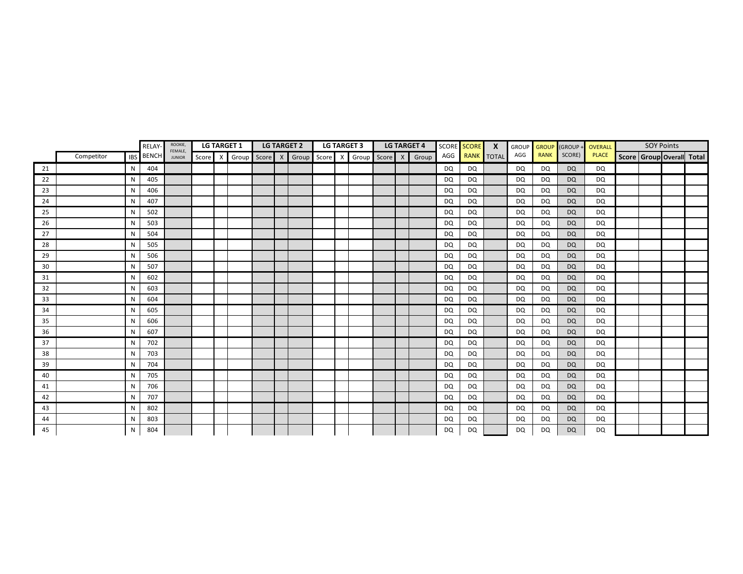| | Competitor | IBS | RELAY-BENCH | ROOKIE, FEMALE, JUNIOR | LG TARGET 1 | | | LG TARGET 2 | | | LG TARGET 3 | | | LG TARGET 4 | | | SCORE AGG | SCORE RANK | X TOTAL | GROUP AGG | GROUP RANK | (GROUP + SCORE) | OVERALL PLACE | SOY Points | | | |
|---|---|---|---|---|---|---|---|---|---|---|---|---|---|---|---|---|---|---|---|---|---|---|---|---|---|---|---|
| | | | | | Score | X | Group | Score | X | Group | Score | X | Group | Score | X | Group | | | | | | | | Score | Group | Overall | Total |
| 21 | | N | 404 | | | | | | | | | | | | | | DQ | DQ | | DQ | DQ | DQ | DQ | | | | |
| 22 | | N | 405 | | | | | | | | | | | | | | DQ | DQ | | DQ | DQ | DQ | DQ | | | | |
| 23 | | N | 406 | | | | | | | | | | | | | | DQ | DQ | | DQ | DQ | DQ | DQ | | | | |
| 24 | | N | 407 | | | | | | | | | | | | | | DQ | DQ | | DQ | DQ | DQ | DQ | | | | |
| 25 | | N | 502 | | | | | | | | | | | | | | DQ | DQ | | DQ | DQ | DQ | DQ | | | | |
| 26 | | N | 503 | | | | | | | | | | | | | | DQ | DQ | | DQ | DQ | DQ | DQ | | | | |
| 27 | | N | 504 | | | | | | | | | | | | | | DQ | DQ | | DQ | DQ | DQ | DQ | | | | |
| 28 | | N | 505 | | | | | | | | | | | | | | DQ | DQ | | DQ | DQ | DQ | DQ | | | | |
| 29 | | N | 506 | | | | | | | | | | | | | | DQ | DQ | | DQ | DQ | DQ | DQ | | | | |
| 30 | | N | 507 | | | | | | | | | | | | | | DQ | DQ | | DQ | DQ | DQ | DQ | | | | |
| 31 | | N | 602 | | | | | | | | | | | | | | DQ | DQ | | DQ | DQ | DQ | DQ | | | | |
| 32 | | N | 603 | | | | | | | | | | | | | | DQ | DQ | | DQ | DQ | DQ | DQ | | | | |
| 33 | | N | 604 | | | | | | | | | | | | | | DQ | DQ | | DQ | DQ | DQ | DQ | | | | |
| 34 | | N | 605 | | | | | | | | | | | | | | DQ | DQ | | DQ | DQ | DQ | DQ | | | | |
| 35 | | N | 606 | | | | | | | | | | | | | | DQ | DQ | | DQ | DQ | DQ | DQ | | | | |
| 36 | | N | 607 | | | | | | | | | | | | | | DQ | DQ | | DQ | DQ | DQ | DQ | | | | |
| 37 | | N | 702 | | | | | | | | | | | | | | DQ | DQ | | DQ | DQ | DQ | DQ | | | | |
| 38 | | N | 703 | | | | | | | | | | | | | | DQ | DQ | | DQ | DQ | DQ | DQ | | | | |
| 39 | | N | 704 | | | | | | | | | | | | | | DQ | DQ | | DQ | DQ | DQ | DQ | | | | |
| 40 | | N | 705 | | | | | | | | | | | | | | DQ | DQ | | DQ | DQ | DQ | DQ | | | | |
| 41 | | N | 706 | | | | | | | | | | | | | | DQ | DQ | | DQ | DQ | DQ | DQ | | | | |
| 42 | | N | 707 | | | | | | | | | | | | | | DQ | DQ | | DQ | DQ | DQ | DQ | | | | |
| 43 | | N | 802 | | | | | | | | | | | | | | DQ | DQ | | DQ | DQ | DQ | DQ | | | | |
| 44 | | N | 803 | | | | | | | | | | | | | | DQ | DQ | | DQ | DQ | DQ | DQ | | | | |
| 45 | | N | 804 | | | | | | | | | | | | | | DQ | DQ | | DQ | DQ | DQ | DQ | | | | |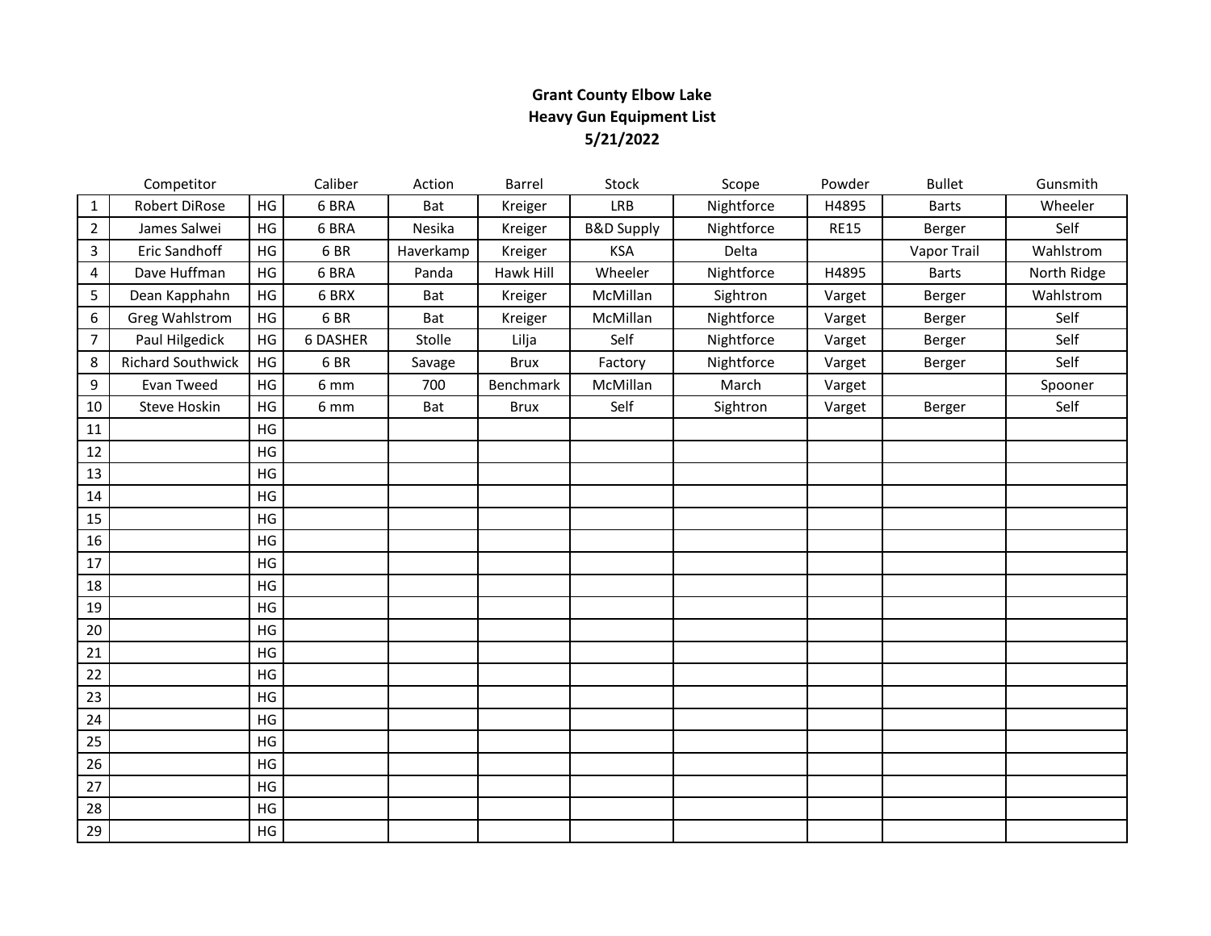**Grant County Elbow Lake**
**Heavy Gun Equipment List**
**5/21/2022**

| | Competitor | | Caliber | Action | Barrel | Stock | Scope | Powder | Bullet | Gunsmith |
|---|---|---|---|---|---|---|---|---|---|---|
| 1 | Robert DiRose | HG | 6 BRA | Bat | Kreiger | LRB | Nightforce | H4895 | Barts | Wheeler |
| 2 | James Salwei | HG | 6 BRA | Nesika | Kreiger | B&D Supply | Nightforce | RE15 | Berger | Self |
| 3 | Eric Sandhoff | HG | 6 BR | Haverkamp | Kreiger | KSA | Delta | | Vapor Trail | Wahlstrom |
| 4 | Dave Huffman | HG | 6 BRA | Panda | Hawk Hill | Wheeler | Nightforce | H4895 | Barts | North Ridge |
| 5 | Dean Kapphahn | HG | 6 BRX | Bat | Kreiger | McMillan | Sightron | Varget | Berger | Wahlstrom |
| 6 | Greg Wahlstrom | HG | 6 BR | Bat | Kreiger | McMillan | Nightforce | Varget | Berger | Self |
| 7 | Paul Hilgedick | HG | 6 DASHER | Stolle | Lilja | Self | Nightforce | Varget | Berger | Self |
| 8 | Richard Southwick | HG | 6 BR | Savage | Brux | Factory | Nightforce | Varget | Berger | Self |
| 9 | Evan Tweed | HG | 6 mm | 700 | Benchmark | McMillan | March | Varget | | Spooner |
| 10 | Steve Hoskin | HG | 6 mm | Bat | Brux | Self | Sightron | Varget | Berger | Self |
| 11 | | HG | | | | | | | | |
| 12 | | HG | | | | | | | | |
| 13 | | HG | | | | | | | | |
| 14 | | HG | | | | | | | | |
| 15 | | HG | | | | | | | | |
| 16 | | HG | | | | | | | | |
| 17 | | HG | | | | | | | | |
| 18 | | HG | | | | | | | | |
| 19 | | HG | | | | | | | | |
| 20 | | HG | | | | | | | | |
| 21 | | HG | | | | | | | | |
| 22 | | HG | | | | | | | | |
| 23 | | HG | | | | | | | | |
| 24 | | HG | | | | | | | | |
| 25 | | HG | | | | | | | | |
| 26 | | HG | | | | | | | | |
| 27 | | HG | | | | | | | | |
| 28 | | HG | | | | | | | | |
| 29 | | HG | | | | | | | | |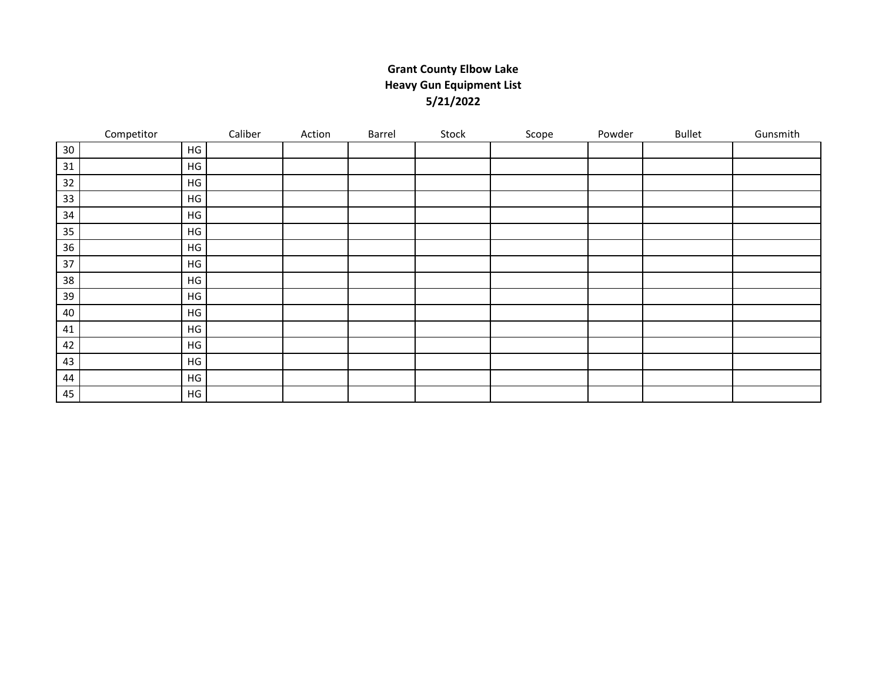**Grant County Elbow Lake**
**Heavy Gun Equipment List**
**5/21/2022**

| | Competitor | | Caliber | Action | Barrel | Stock | Scope | Powder | Bullet | Gunsmith |
|---|---|---|---|---|---|---|---|---|---|---|
| 30 | | HG | | | | | | | | |
| 31 | | HG | | | | | | | | |
| 32 | | HG | | | | | | | | |
| 33 | | HG | | | | | | | | |
| 34 | | HG | | | | | | | | |
| 35 | | HG | | | | | | | | |
| 36 | | HG | | | | | | | | |
| 37 | | HG | | | | | | | | |
| 38 | | HG | | | | | | | | |
| 39 | | HG | | | | | | | | |
| 40 | | HG | | | | | | | | |
| 41 | | HG | | | | | | | | |
| 42 | | HG | | | | | | | | |
| 43 | | HG | | | | | | | | |
| 44 | | HG | | | | | | | | |
| 45 | | HG | | | | | | | | |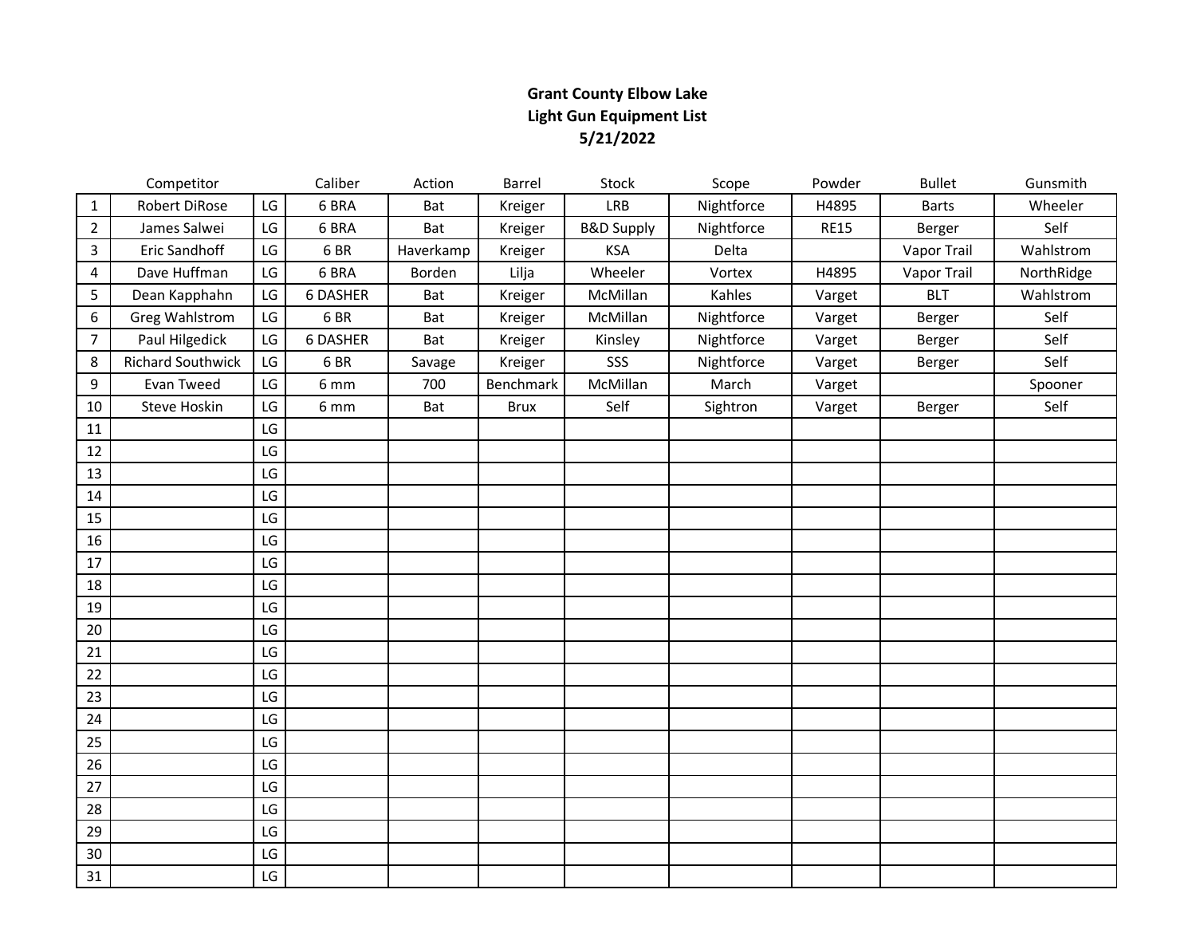**Grant County Elbow Lake**
**Light Gun Equipment List**
**5/21/2022**

| | Competitor | | Caliber | Action | Barrel | Stock | Scope | Powder | Bullet | Gunsmith |
|---|---|---|---|---|---|---|---|---|---|---|
| 1 | Robert DiRose | LG | 6 BRA | Bat | Kreiger | LRB | Nightforce | H4895 | Barts | Wheeler |
| 2 | James Salwei | LG | 6 BRA | Bat | Kreiger | B&D Supply | Nightforce | RE15 | Berger | Self |
| 3 | Eric Sandhoff | LG | 6 BR | Haverkamp | Kreiger | KSA | Delta | | Vapor Trail | Wahlstrom |
| 4 | Dave Huffman | LG | 6 BRA | Borden | Lilja | Wheeler | Vortex | H4895 | Vapor Trail | NorthRidge |
| 5 | Dean Kapphahn | LG | 6 DASHER | Bat | Kreiger | McMillan | Kahles | Varget | BLT | Wahlstrom |
| 6 | Greg Wahlstrom | LG | 6 BR | Bat | Kreiger | McMillan | Nightforce | Varget | Berger | Self |
| 7 | Paul Hilgedick | LG | 6 DASHER | Bat | Kreiger | Kinsley | Nightforce | Varget | Berger | Self |
| 8 | Richard Southwick | LG | 6 BR | Savage | Kreiger | SSS | Nightforce | Varget | Berger | Self |
| 9 | Evan Tweed | LG | 6 mm | 700 | Benchmark | McMillan | March | Varget | | Spooner |
| 10 | Steve Hoskin | LG | 6 mm | Bat | Brux | Self | Sightron | Varget | Berger | Self |
| 11 | | LG | | | | | | | | |
| 12 | | LG | | | | | | | | |
| 13 | | LG | | | | | | | | |
| 14 | | LG | | | | | | | | |
| 15 | | LG | | | | | | | | |
| 16 | | LG | | | | | | | | |
| 17 | | LG | | | | | | | | |
| 18 | | LG | | | | | | | | |
| 19 | | LG | | | | | | | | |
| 20 | | LG | | | | | | | | |
| 21 | | LG | | | | | | | | |
| 22 | | LG | | | | | | | | |
| 23 | | LG | | | | | | | | |
| 24 | | LG | | | | | | | | |
| 25 | | LG | | | | | | | | |
| 26 | | LG | | | | | | | | |
| 27 | | LG | | | | | | | | |
| 28 | | LG | | | | | | | | |
| 29 | | LG | | | | | | | | |
| 30 | | LG | | | | | | | | |
| 31 | | LG | | | | | | | | |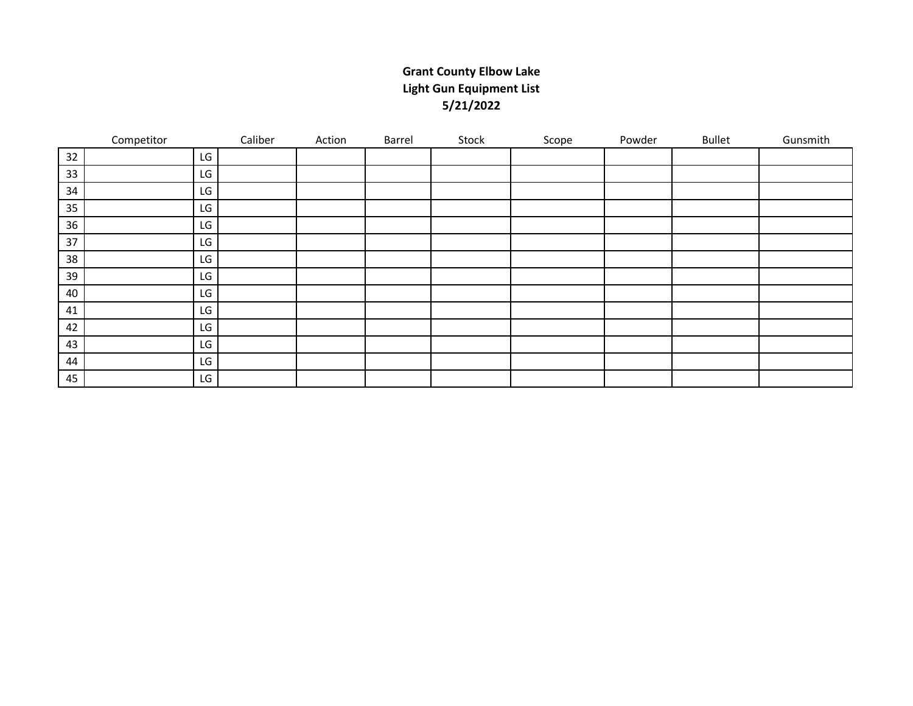**Grant County Elbow Lake**
**Light Gun Equipment List**
**5/21/2022**

| | Competitor | | Caliber | Action | Barrel | Stock | Scope | Powder | Bullet | Gunsmith |
|---|---|---|---|---|---|---|---|---|---|---|
| 32 | | LG | | | | | | | | |
| 33 | | LG | | | | | | | | |
| 34 | | LG | | | | | | | | |
| 35 | | LG | | | | | | | | |
| 36 | | LG | | | | | | | | |
| 37 | | LG | | | | | | | | |
| 38 | | LG | | | | | | | | |
| 39 | | LG | | | | | | | | |
| 40 | | LG | | | | | | | | |
| 41 | | LG | | | | | | | | |
| 42 | | LG | | | | | | | | |
| 43 | | LG | | | | | | | | |
| 44 | | LG | | | | | | | | |
| 45 | | LG | | | | | | | | |